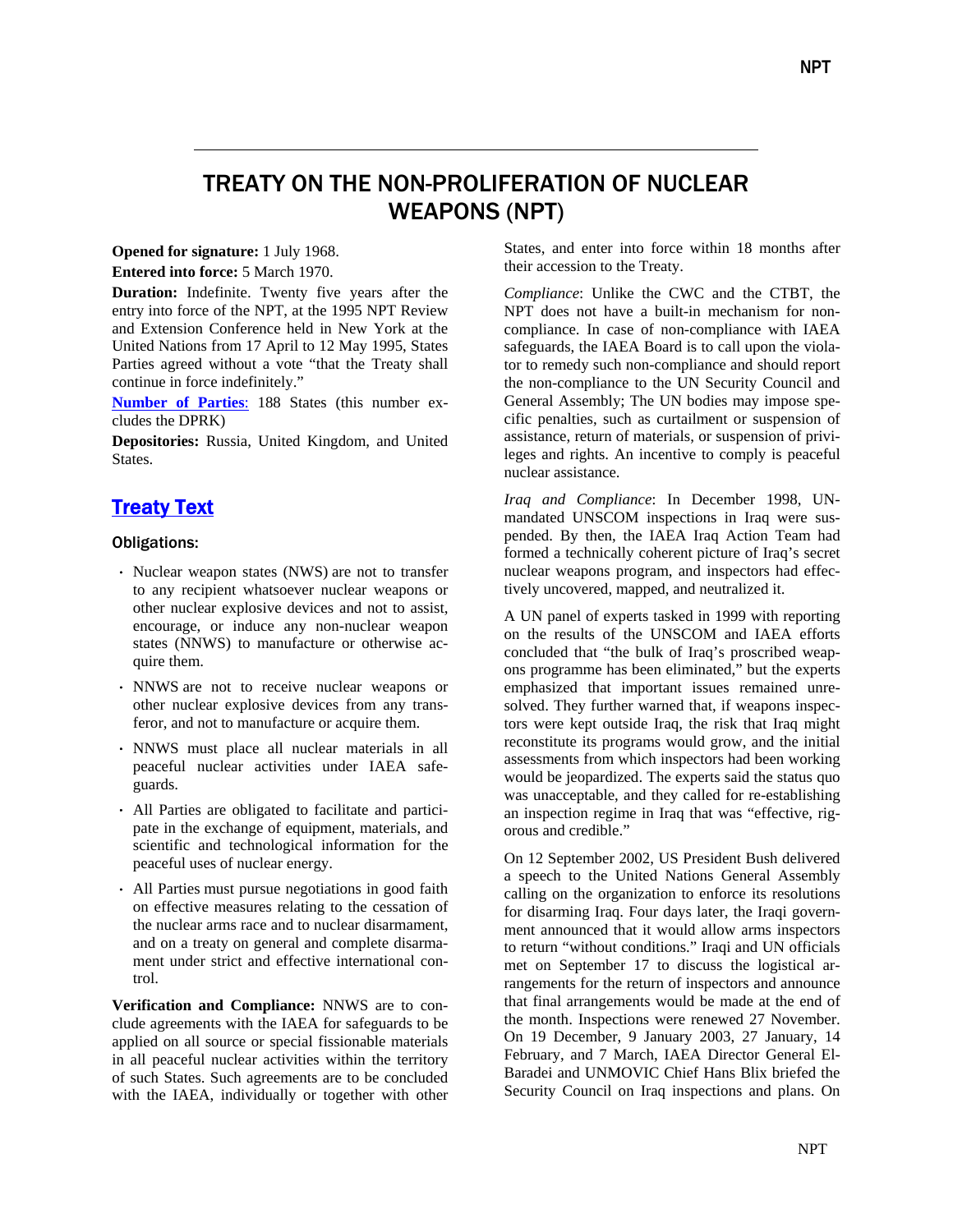# TREATY ON THE NON-PROLIFERATION OF NUCLEAR WEAPONS (NPT)

**Opened for signature:** 1 July 1968.

**Entered into force:** 5 March 1970.

**Duration:** Indefinite. Twenty five years after the entry into force of the NPT, at the 1995 NPT Review and Extension Conference held in New York at the United Nations from 17 April to 12 May 1995, States Parties agreed without a vote "that the Treaty shall continue in force indefinitely."

**Number of Parties**: 188 States (this number excludes the DPRK)

**Depositories:** Russia, United Kingdom, and United States.

## Treaty Text

### Obligations:

- Nuclear weapon states (NWS) are not to transfer to any recipient whatsoever nuclear weapons or other nuclear explosive devices and not to assist, encourage, or induce any non-nuclear weapon states (NNWS) to manufacture or otherwise acquire them.
- NNWS are not to receive nuclear weapons or other nuclear explosive devices from any transferor, and not to manufacture or acquire them.
- NNWS must place all nuclear materials in all peaceful nuclear activities under IAEA safeguards.
- All Parties are obligated to facilitate and participate in the exchange of equipment, materials, and scientific and technological information for the peaceful uses of nuclear energy.
- All Parties must pursue negotiations in good faith on effective measures relating to the cessation of the nuclear arms race and to nuclear disarmament, and on a treaty on general and complete disarmament under strict and effective international control.

**Verification and Compliance:** NNWS are to conclude agreements with the IAEA for safeguards to be applied on all source or special fissionable materials in all peaceful nuclear activities within the territory of such States. Such agreements are to be concluded with the IAEA, individually or together with other States, and enter into force within 18 months after their accession to the Treaty.

*Compliance*: Unlike the CWC and the CTBT, the NPT does not have a built-in mechanism for non-compliance. In case of non-compliance with IAEA safeguards, the IAEA Board is to call upon the violator to remedy such non-compliance and should report the non-compliance to the UN Security Council and General Assembly; The UN bodies may impose specific penalties, such as curtailment or suspension of assistance, return of materials, or suspension of privileges and rights. An incentive to comply is peaceful nuclear assistance.

*Iraq and Compliance*: In December 1998, UN-mandated UNSCOM inspections in Iraq were suspended. By then, the IAEA Iraq Action Team had formed a technically coherent picture of Iraq's secret nuclear weapons program, and inspectors had effectively uncovered, mapped, and neutralized it.

A UN panel of experts tasked in 1999 with reporting on the results of the UNSCOM and IAEA efforts concluded that "the bulk of Iraq's proscribed weapons programme has been eliminated," but the experts emphasized that important issues remained unresolved. They further warned that, if weapons inspectors were kept outside Iraq, the risk that Iraq might reconstitute its programs would grow, and the initial assessments from which inspectors had been working would be jeopardized. The experts said the status quo was unacceptable, and they called for re-establishing an inspection regime in Iraq that was "effective, rigorous and credible."

On 12 September 2002, US President Bush delivered a speech to the United Nations General Assembly calling on the organization to enforce its resolutions for disarming Iraq. Four days later, the Iraqi government announced that it would allow arms inspectors to return "without conditions." Iraqi and UN officials met on September 17 to discuss the logistical arrangements for the return of inspectors and announce that final arrangements would be made at the end of the month. Inspections were renewed 27 November. On 19 December, 9 January 2003, 27 January, 14 February, and 7 March, IAEA Director General ElBaradei and UNMOVIC Chief Hans Blix briefed the Security Council on Iraq inspections and plans. On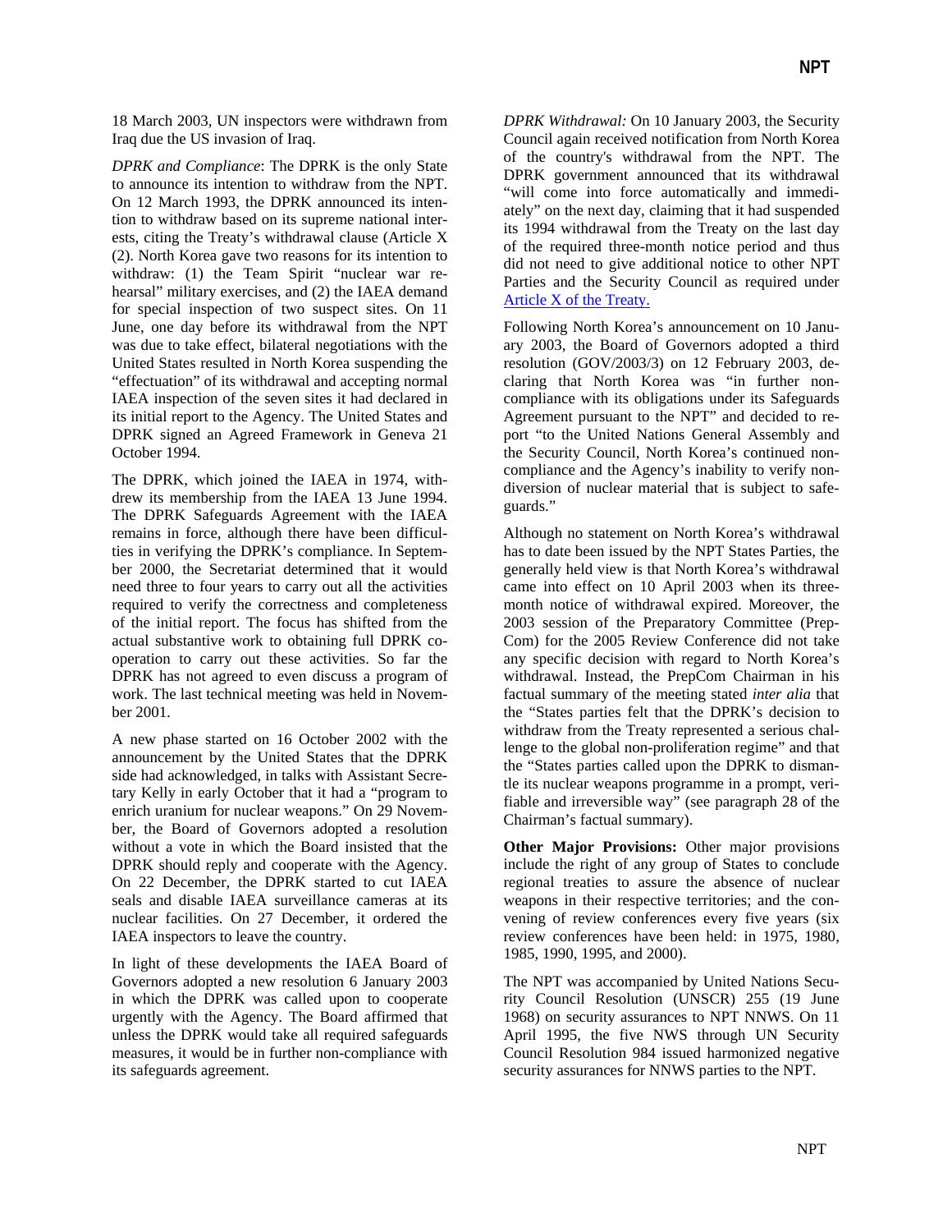18 March 2003, UN inspectors were withdrawn from Iraq due the US invasion of Iraq.

*DPRK and Compliance*: The DPRK is the only State to announce its intention to withdraw from the NPT. On 12 March 1993, the DPRK announced its intention to withdraw based on its supreme national interests, citing the Treaty's withdrawal clause (Article X (2). North Korea gave two reasons for its intention to withdraw: (1) the Team Spirit "nuclear war rehearsal" military exercises, and (2) the IAEA demand for special inspection of two suspect sites. On 11 June, one day before its withdrawal from the NPT was due to take effect, bilateral negotiations with the United States resulted in North Korea suspending the "effectuation" of its withdrawal and accepting normal IAEA inspection of the seven sites it had declared in its initial report to the Agency. The United States and DPRK signed an Agreed Framework in Geneva 21 October 1994.

The DPRK, which joined the IAEA in 1974, withdrew its membership from the IAEA 13 June 1994. The DPRK Safeguards Agreement with the IAEA remains in force, although there have been difficulties in verifying the DPRK's compliance. In September 2000, the Secretariat determined that it would need three to four years to carry out all the activities required to verify the correctness and completeness of the initial report. The focus has shifted from the actual substantive work to obtaining full DPRK cooperation to carry out these activities. So far the DPRK has not agreed to even discuss a program of work. The last technical meeting was held in November 2001.

A new phase started on 16 October 2002 with the announcement by the United States that the DPRK side had acknowledged, in talks with Assistant Secretary Kelly in early October that it had a "program to enrich uranium for nuclear weapons." On 29 November, the Board of Governors adopted a resolution without a vote in which the Board insisted that the DPRK should reply and cooperate with the Agency. On 22 December, the DPRK started to cut IAEA seals and disable IAEA surveillance cameras at its nuclear facilities. On 27 December, it ordered the IAEA inspectors to leave the country.

In light of these developments the IAEA Board of Governors adopted a new resolution 6 January 2003 in which the DPRK was called upon to cooperate urgently with the Agency. The Board affirmed that unless the DPRK would take all required safeguards measures, it would be in further non-compliance with its safeguards agreement.

*DPRK Withdrawal:* On 10 January 2003, the Security Council again received notification from North Korea of the country's withdrawal from the NPT. The DPRK government announced that its withdrawal "will come into force automatically and immediately" on the next day, claiming that it had suspended its 1994 withdrawal from the Treaty on the last day of the required three-month notice period and thus did not need to give additional notice to other NPT Parties and the Security Council as required under Article X of the Treaty.

Following North Korea's announcement on 10 January 2003, the Board of Governors adopted a third resolution (GOV/2003/3) on 12 February 2003, declaring that North Korea was "in further non-compliance with its obligations under its Safeguards Agreement pursuant to the NPT" and decided to report "to the United Nations General Assembly and the Security Council, North Korea's continued non-compliance and the Agency's inability to verify non-diversion of nuclear material that is subject to safeguards."

Although no statement on North Korea's withdrawal has to date been issued by the NPT States Parties, the generally held view is that North Korea's withdrawal came into effect on 10 April 2003 when its three-month notice of withdrawal expired. Moreover, the 2003 session of the Preparatory Committee (PrepCom) for the 2005 Review Conference did not take any specific decision with regard to North Korea's withdrawal. Instead, the PrepCom Chairman in his factual summary of the meeting stated *inter alia* that the "States parties felt that the DPRK's decision to withdraw from the Treaty represented a serious challenge to the global non-proliferation regime" and that the "States parties called upon the DPRK to dismantle its nuclear weapons programme in a prompt, verifiable and irreversible way" (see paragraph 28 of the Chairman's factual summary).

**Other Major Provisions:** Other major provisions include the right of any group of States to conclude regional treaties to assure the absence of nuclear weapons in their respective territories; and the convening of review conferences every five years (six review conferences have been held: in 1975, 1980, 1985, 1990, 1995, and 2000).

The NPT was accompanied by United Nations Security Council Resolution (UNSCR) 255 (19 June 1968) on security assurances to NPT NNWS. On 11 April 1995, the five NWS through UN Security Council Resolution 984 issued harmonized negative security assurances for NNWS parties to the NPT.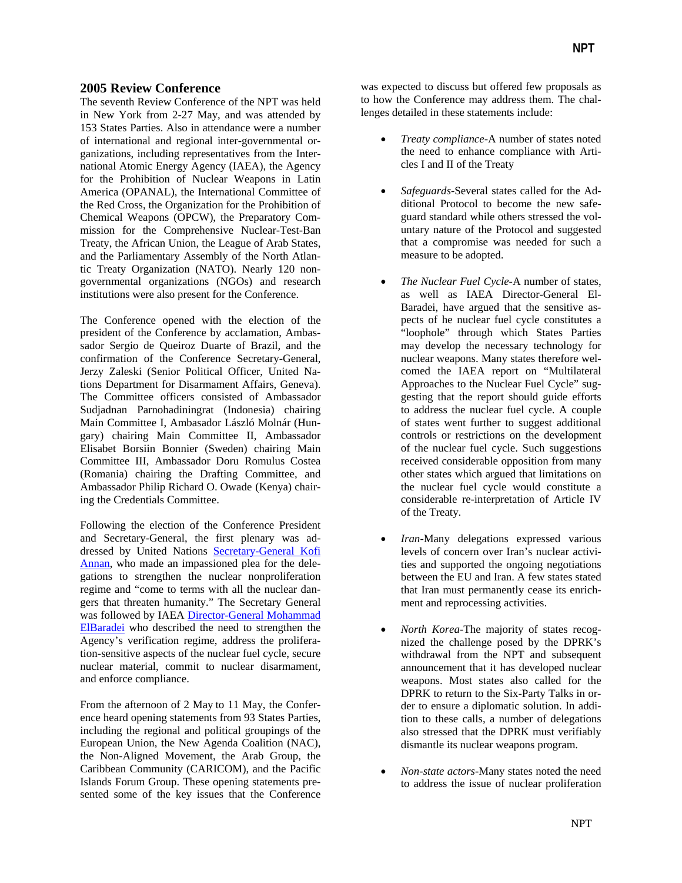## 2005 Review Conference

The seventh Review Conference of the NPT was held in New York from 2-27 May, and was attended by 153 States Parties. Also in attendance were a number of international and regional inter-governmental organizations, including representatives from the International Atomic Energy Agency (IAEA), the Agency for the Prohibition of Nuclear Weapons in Latin America (OPANAL), the International Committee of the Red Cross, the Organization for the Prohibition of Chemical Weapons (OPCW), the Preparatory Commission for the Comprehensive Nuclear-Test-Ban Treaty, the African Union, the League of Arab States, and the Parliamentary Assembly of the North Atlantic Treaty Organization (NATO). Nearly 120 non-governmental organizations (NGOs) and research institutions were also present for the Conference.

The Conference opened with the election of the president of the Conference by acclamation, Ambassador Sergio de Queiroz Duarte of Brazil, and the confirmation of the Conference Secretary-General, Jerzy Zaleski (Senior Political Officer, United Nations Department for Disarmament Affairs, Geneva). The Committee officers consisted of Ambassador Sudjadnan Parnohadiningrat (Indonesia) chairing Main Committee I, Ambasador László Molnár (Hungary) chairing Main Committee II, Ambassador Elisabet Borsiin Bonnier (Sweden) chairing Main Committee III, Ambassador Doru Romulus Costea (Romania) chairing the Drafting Committee, and Ambassador Philip Richard O. Owade (Kenya) chairing the Credentials Committee.

Following the election of the Conference President and Secretary-General, the first plenary was addressed by United Nations Secretary-General Kofi Annan, who made an impassioned plea for the delegations to strengthen the nuclear nonproliferation regime and "come to terms with all the nuclear dangers that threaten humanity." The Secretary General was followed by IAEA Director-General Mohammad ElBaradei who described the need to strengthen the Agency's verification regime, address the proliferation-sensitive aspects of the nuclear fuel cycle, secure nuclear material, commit to nuclear disarmament, and enforce compliance.

From the afternoon of 2 May to 11 May, the Conference heard opening statements from 93 States Parties, including the regional and political groupings of the European Union, the New Agenda Coalition (NAC), the Non-Aligned Movement, the Arab Group, the Caribbean Community (CARICOM), and the Pacific Islands Forum Group. These opening statements presented some of the key issues that the Conference was expected to discuss but offered few proposals as to how the Conference may address them. The challenges detailed in these statements include:

- *Treaty compliance*-A number of states noted the need to enhance compliance with Articles I and II of the Treaty
- *Safeguards*-Several states called for the Additional Protocol to become the new safeguard standard while others stressed the voluntary nature of the Protocol and suggested that a compromise was needed for such a measure to be adopted.
- *The Nuclear Fuel Cycle*-A number of states, as well as IAEA Director-General ElBaradei, have argued that the sensitive aspects of he nuclear fuel cycle constitutes a "loophole" through which States Parties may develop the necessary technology for nuclear weapons. Many states therefore welcomed the IAEA report on "Multilateral Approaches to the Nuclear Fuel Cycle" suggesting that the report should guide efforts to address the nuclear fuel cycle. A couple of states went further to suggest additional controls or restrictions on the development of the nuclear fuel cycle. Such suggestions received considerable opposition from many other states which argued that limitations on the nuclear fuel cycle would constitute a considerable re-interpretation of Article IV of the Treaty.
- *Iran*-Many delegations expressed various levels of concern over Iran's nuclear activities and supported the ongoing negotiations between the EU and Iran. A few states stated that Iran must permanently cease its enrichment and reprocessing activities.
- *North Korea*-The majority of states recognized the challenge posed by the DPRK's withdrawal from the NPT and subsequent announcement that it has developed nuclear weapons. Most states also called for the DPRK to return to the Six-Party Talks in order to ensure a diplomatic solution. In addition to these calls, a number of delegations also stressed that the DPRK must verifiably dismantle its nuclear weapons program.
- *Non-state actors*-Many states noted the need to address the issue of nuclear proliferation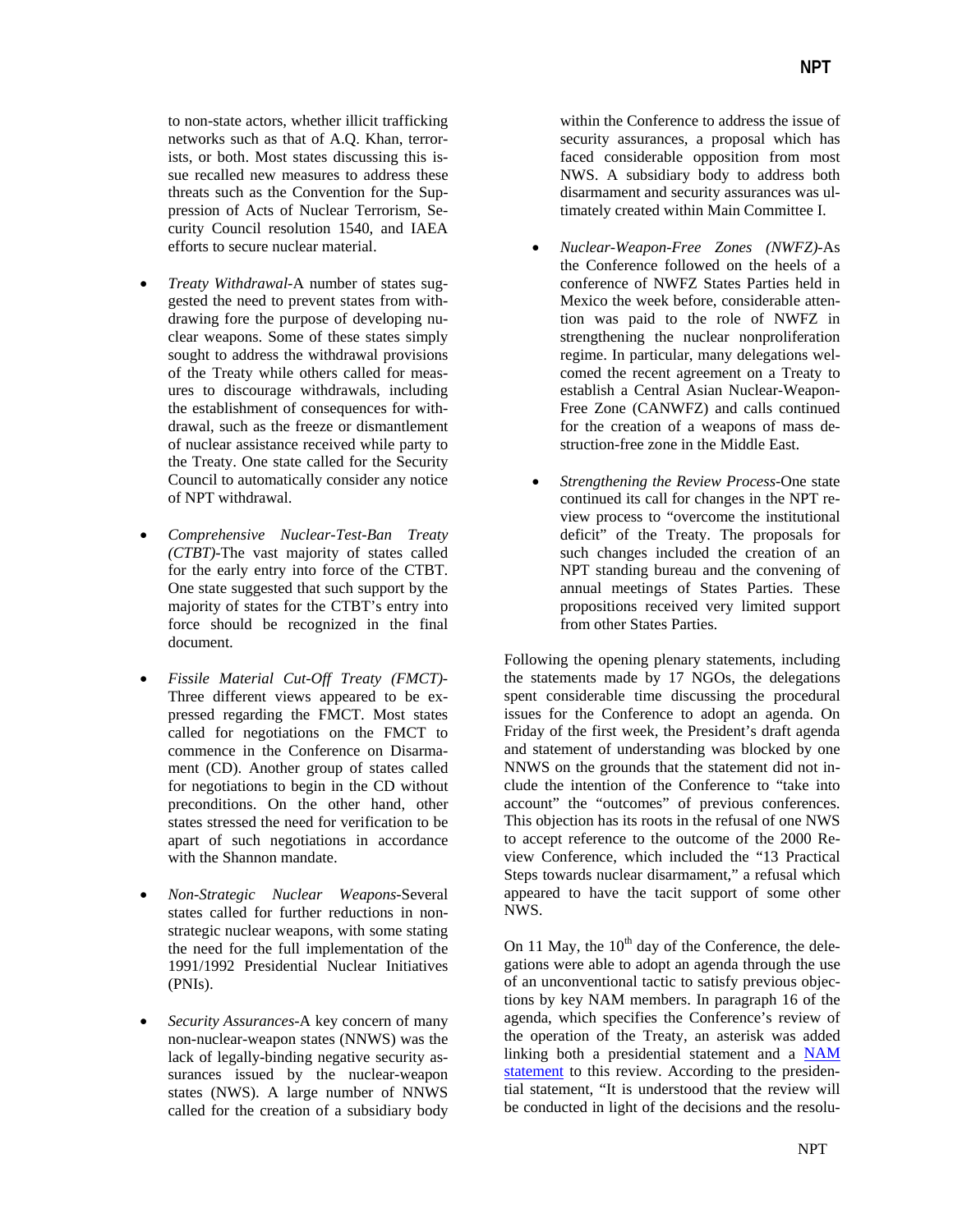to non-state actors, whether illicit trafficking networks such as that of A.Q. Khan, terrorists, or both. Most states discussing this issue recalled new measures to address these threats such as the Convention for the Suppression of Acts of Nuclear Terrorism, Security Council resolution 1540, and IAEA efforts to secure nuclear material.

- *Treaty Withdrawal*-A number of states suggested the need to prevent states from withdrawing fore the purpose of developing nuclear weapons. Some of these states simply sought to address the withdrawal provisions of the Treaty while others called for measures to discourage withdrawals, including the establishment of consequences for withdrawal, such as the freeze or dismantlement of nuclear assistance received while party to the Treaty. One state called for the Security Council to automatically consider any notice of NPT withdrawal.

- *Comprehensive Nuclear-Test-Ban Treaty (CTBT)*-The vast majority of states called for the early entry into force of the CTBT. One state suggested that such support by the majority of states for the CTBT's entry into force should be recognized in the final document.

- *Fissile Material Cut-Off Treaty (FMCT)*-Three different views appeared to be expressed regarding the FMCT. Most states called for negotiations on the FMCT to commence in the Conference on Disarmament (CD). Another group of states called for negotiations to begin in the CD without preconditions. On the other hand, other states stressed the need for verification to be apart of such negotiations in accordance with the Shannon mandate.

- *Non-Strategic Nuclear Weapons*-Several states called for further reductions in non-strategic nuclear weapons, with some stating the need for the full implementation of the 1991/1992 Presidential Nuclear Initiatives (PNIs).

- *Security Assurances*-A key concern of many non-nuclear-weapon states (NNWS) was the lack of legally-binding negative security assurances issued by the nuclear-weapon states (NWS). A large number of NNWS called for the creation of a subsidiary body within the Conference to address the issue of security assurances, a proposal which has faced considerable opposition from most NWS. A subsidiary body to address both disarmament and security assurances was ultimately created within Main Committee I.

- *Nuclear-Weapon-Free Zones (NWFZ)*-As the Conference followed on the heels of a conference of NWFZ States Parties held in Mexico the week before, considerable attention was paid to the role of NWFZ in strengthening the nuclear nonproliferation regime. In particular, many delegations welcomed the recent agreement on a Treaty to establish a Central Asian Nuclear-Weapon-Free Zone (CANWFZ) and calls continued for the creation of a weapons of mass destruction-free zone in the Middle East.

- *Strengthening the Review Process*-One state continued its call for changes in the NPT review process to "overcome the institutional deficit" of the Treaty. The proposals for such changes included the creation of an NPT standing bureau and the convening of annual meetings of States Parties. These propositions received very limited support from other States Parties.

Following the opening plenary statements, including the statements made by 17 NGOs, the delegations spent considerable time discussing the procedural issues for the Conference to adopt an agenda. On Friday of the first week, the President's draft agenda and statement of understanding was blocked by one NNWS on the grounds that the statement did not include the intention of the Conference to "take into account" the "outcomes" of previous conferences. This objection has its roots in the refusal of one NWS to accept reference to the outcome of the 2000 Review Conference, which included the "13 Practical Steps towards nuclear disarmament," a refusal which appeared to have the tacit support of some other NWS.

On 11 May, the 10th day of the Conference, the delegations were able to adopt an agenda through the use of an unconventional tactic to satisfy previous objections by key NAM members. In paragraph 16 of the agenda, which specifies the Conference's review of the operation of the Treaty, an asterisk was added linking both a presidential statement and a NAM statement to this review. According to the presidential statement, "It is understood that the review will be conducted in light of the decisions and the resolu-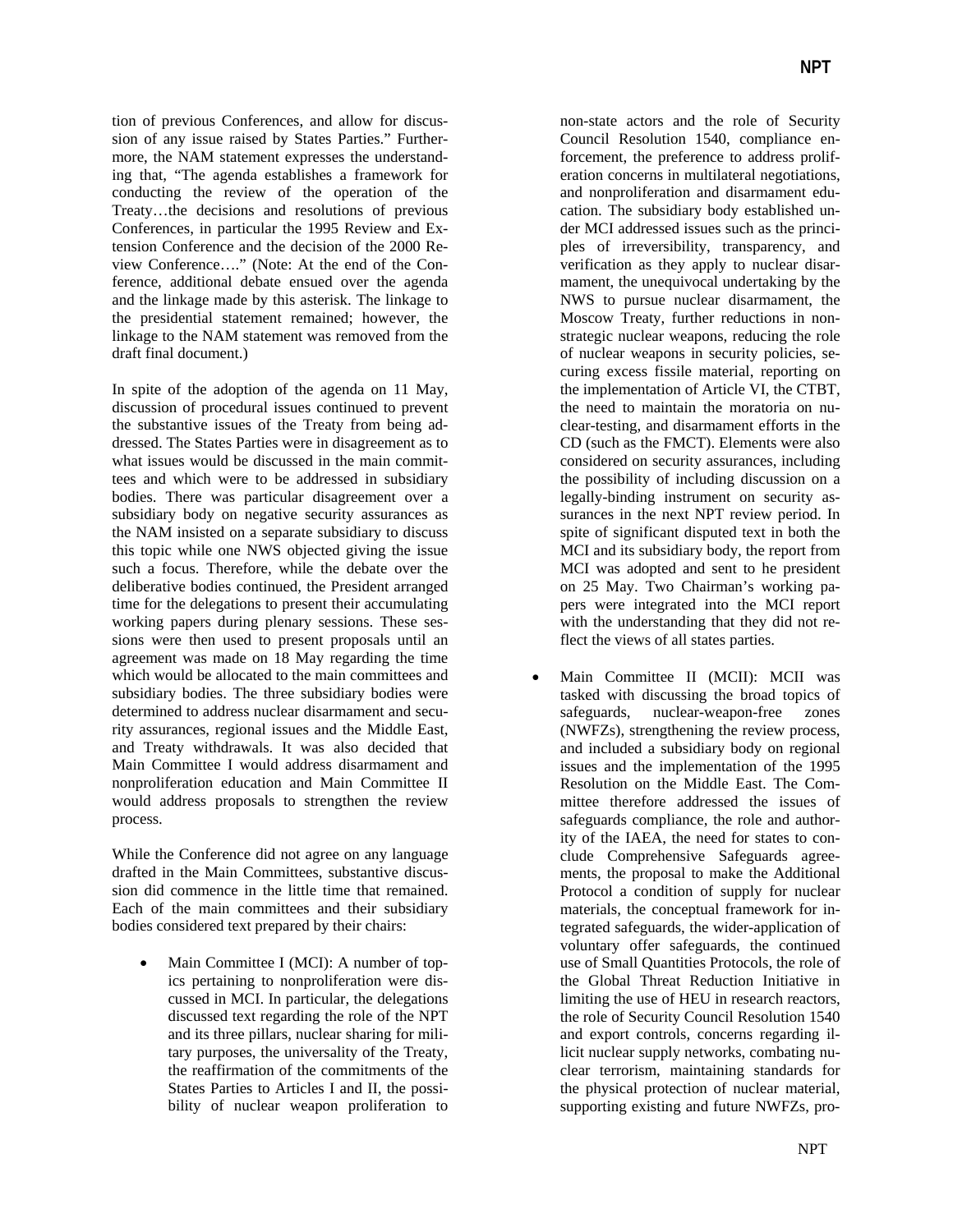tion of previous Conferences, and allow for discussion of any issue raised by States Parties." Furthermore, the NAM statement expresses the understanding that, "The agenda establishes a framework for conducting the review of the operation of the Treaty…the decisions and resolutions of previous Conferences, in particular the 1995 Review and Extension Conference and the decision of the 2000 Review Conference…." (Note: At the end of the Conference, additional debate ensued over the agenda and the linkage made by this asterisk. The linkage to the presidential statement remained; however, the linkage to the NAM statement was removed from the draft final document.)

In spite of the adoption of the agenda on 11 May, discussion of procedural issues continued to prevent the substantive issues of the Treaty from being addressed. The States Parties were in disagreement as to what issues would be discussed in the main committees and which were to be addressed in subsidiary bodies. There was particular disagreement over a subsidiary body on negative security assurances as the NAM insisted on a separate subsidiary to discuss this topic while one NWS objected giving the issue such a focus. Therefore, while the debate over the deliberative bodies continued, the President arranged time for the delegations to present their accumulating working papers during plenary sessions. These sessions were then used to present proposals until an agreement was made on 18 May regarding the time which would be allocated to the main committees and subsidiary bodies. The three subsidiary bodies were determined to address nuclear disarmament and security assurances, regional issues and the Middle East, and Treaty withdrawals. It was also decided that Main Committee I would address disarmament and nonproliferation education and Main Committee II would address proposals to strengthen the review process.

While the Conference did not agree on any language drafted in the Main Committees, substantive discussion did commence in the little time that remained. Each of the main committees and their subsidiary bodies considered text prepared by their chairs:

- Main Committee I (MCI): A number of topics pertaining to nonproliferation were discussed in MCI. In particular, the delegations discussed text regarding the role of the NPT and its three pillars, nuclear sharing for military purposes, the universality of the Treaty, the reaffirmation of the commitments of the States Parties to Articles I and II, the possibility of nuclear weapon proliferation to non-state actors and the role of Security Council Resolution 1540, compliance enforcement, the preference to address proliferation concerns in multilateral negotiations, and nonproliferation and disarmament education. The subsidiary body established under MCI addressed issues such as the principles of irreversibility, transparency, and verification as they apply to nuclear disarmament, the unequivocal undertaking by the NWS to pursue nuclear disarmament, the Moscow Treaty, further reductions in non-strategic nuclear weapons, reducing the role of nuclear weapons in security policies, securing excess fissile material, reporting on the implementation of Article VI, the CTBT, the need to maintain the moratoria on nuclear-testing, and disarmament efforts in the CD (such as the FMCT). Elements were also considered on security assurances, including the possibility of including discussion on a legally-binding instrument on security assurances in the next NPT review period. In spite of significant disputed text in both the MCI and its subsidiary body, the report from MCI was adopted and sent to he president on 25 May. Two Chairman's working papers were integrated into the MCI report with the understanding that they did not reflect the views of all states parties.

- Main Committee II (MCII): MCII was tasked with discussing the broad topics of safeguards, nuclear-weapon-free zones (NWFZs), strengthening the review process, and included a subsidiary body on regional issues and the implementation of the 1995 Resolution on the Middle East. The Committee therefore addressed the issues of safeguards compliance, the role and authority of the IAEA, the need for states to conclude Comprehensive Safeguards agreements, the proposal to make the Additional Protocol a condition of supply for nuclear materials, the conceptual framework for integrated safeguards, the wider-application of voluntary offer safeguards, the continued use of Small Quantities Protocols, the role of the Global Threat Reduction Initiative in limiting the use of HEU in research reactors, the role of Security Council Resolution 1540 and export controls, concerns regarding illicit nuclear supply networks, combating nuclear terrorism, maintaining standards for the physical protection of nuclear material, supporting existing and future NWFZs, pro-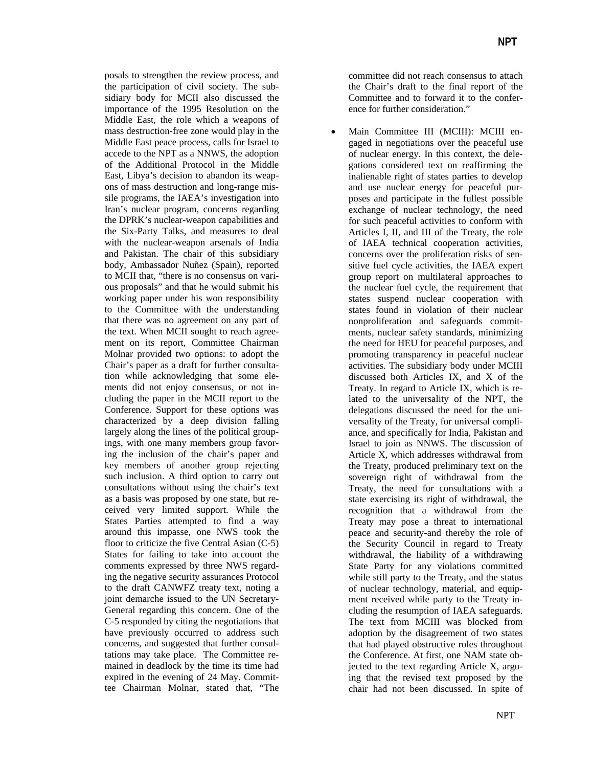posals to strengthen the review process, and the participation of civil society. The subsidiary body for MCII also discussed the importance of the 1995 Resolution on the Middle East, the role which a weapons of mass destruction-free zone would play in the Middle East peace process, calls for Israel to accede to the NPT as a NNWS, the adoption of the Additional Protocol in the Middle East, Libya's decision to abandon its weapons of mass destruction and long-range missile programs, the IAEA's investigation into Iran's nuclear program, concerns regarding the DPRK's nuclear-weapon capabilities and the Six-Party Talks, and measures to deal with the nuclear-weapon arsenals of India and Pakistan. The chair of this subsidiary body, Ambassador Nuñez (Spain), reported to MCII that, "there is no consensus on various proposals" and that he would submit his working paper under his won responsibility to the Committee with the understanding that there was no agreement on any part of the text. When MCII sought to reach agreement on its report, Committee Chairman Molnar provided two options: to adopt the Chair's paper as a draft for further consultation while acknowledging that some elements did not enjoy consensus, or not including the paper in the MCII report to the Conference. Support for these options was characterized by a deep division falling largely along the lines of the political groupings, with one many members group favoring the inclusion of the chair's paper and key members of another group rejecting such inclusion. A third option to carry out consultations without using the chair's text as a basis was proposed by one state, but received very limited support. While the States Parties attempted to find a way around this impasse, one NWS took the floor to criticize the five Central Asian (C-5) States for failing to take into account the comments expressed by three NWS regarding the negative security assurances Protocol to the draft CANWFZ treaty text, noting a joint demarche issued to the UN Secretary-General regarding this concern. One of the C-5 responded by citing the negotiations that have previously occurred to address such concerns, and suggested that further consultations may take place. The Committee remained in deadlock by the time its time had expired in the evening of 24 May. Committee Chairman Molnar, stated that, "The committee did not reach consensus to attach the Chair's draft to the final report of the Committee and to forward it to the conference for further consideration."

- Main Committee III (MCIII): MCIII engaged in negotiations over the peaceful use of nuclear energy. In this context, the delegations considered text on reaffirming the inalienable right of states parties to develop and use nuclear energy for peaceful purposes and participate in the fullest possible exchange of nuclear technology, the need for such peaceful activities to conform with Articles I, II, and III of the Treaty, the role of IAEA technical cooperation activities, concerns over the proliferation risks of sensitive fuel cycle activities, the IAEA expert group report on multilateral approaches to the nuclear fuel cycle, the requirement that states suspend nuclear cooperation with states found in violation of their nuclear nonproliferation and safeguards commitments, nuclear safety standards, minimizing the need for HEU for peaceful purposes, and promoting transparency in peaceful nuclear activities. The subsidiary body under MCIII discussed both Articles IX, and X of the Treaty. In regard to Article IX, which is related to the universality of the NPT, the delegations discussed the need for the universality of the Treaty, for universal compliance, and specifically for India, Pakistan and Israel to join as NNWS. The discussion of Article X, which addresses withdrawal from the Treaty, produced preliminary text on the sovereign right of withdrawal from the Treaty, the need for consultations with a state exercising its right of withdrawal, the recognition that a withdrawal from the Treaty may pose a threat to international peace and security-and thereby the role of the Security Council in regard to Treaty withdrawal, the liability of a withdrawing State Party for any violations committed while still party to the Treaty, and the status of nuclear technology, material, and equipment received while party to the Treaty including the resumption of IAEA safeguards. The text from MCIII was blocked from adoption by the disagreement of two states that had played obstructive roles throughout the Conference. At first, one NAM state objected to the text regarding Article X, arguing that the revised text proposed by the chair had not been discussed. In spite of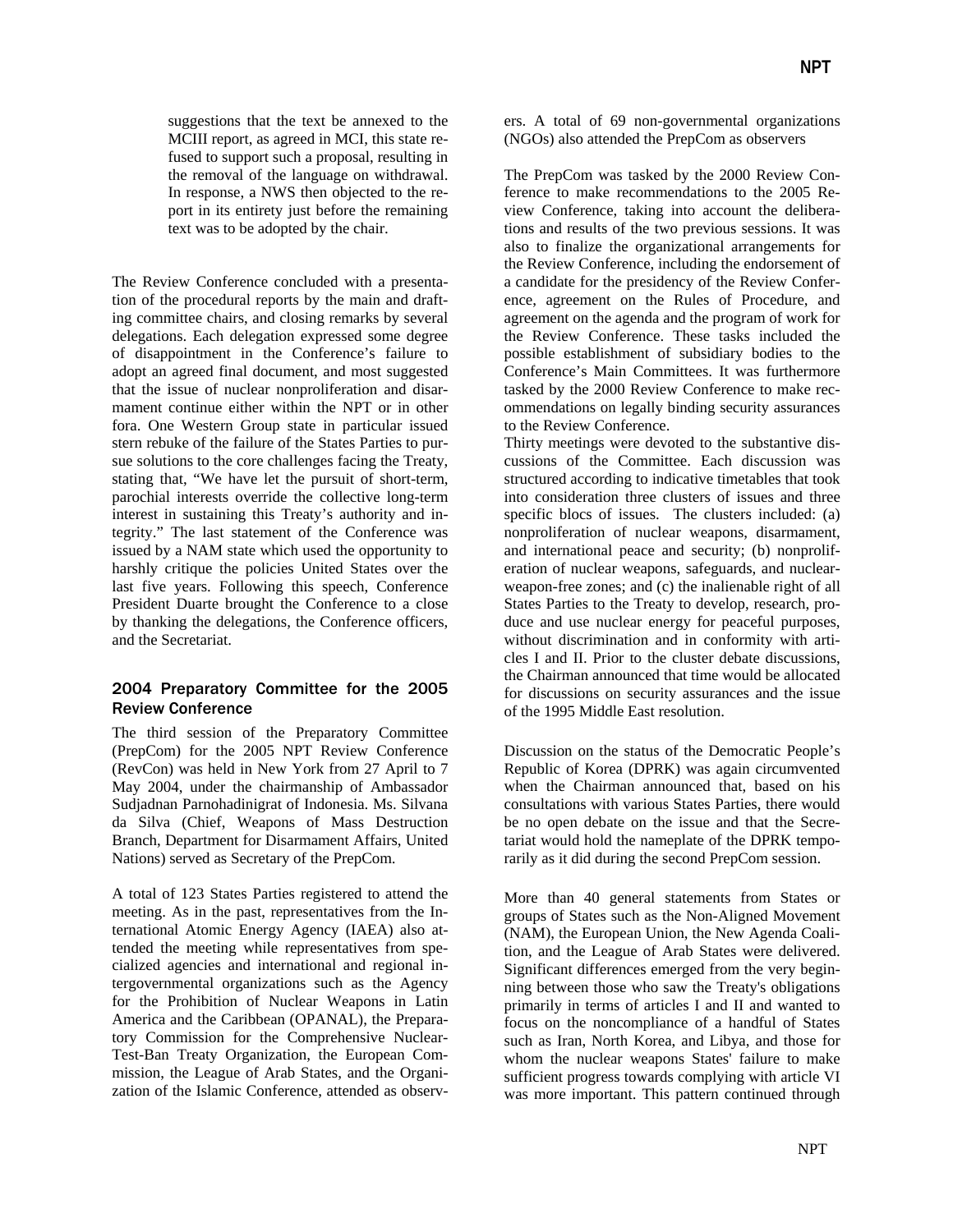suggestions that the text be annexed to the MCIII report, as agreed in MCI, this state refused to support such a proposal, resulting in the removal of the language on withdrawal. In response, a NWS then objected to the report in its entirety just before the remaining text was to be adopted by the chair.

The Review Conference concluded with a presentation of the procedural reports by the main and drafting committee chairs, and closing remarks by several delegations. Each delegation expressed some degree of disappointment in the Conference's failure to adopt an agreed final document, and most suggested that the issue of nuclear nonproliferation and disarmament continue either within the NPT or in other fora. One Western Group state in particular issued stern rebuke of the failure of the States Parties to pursue solutions to the core challenges facing the Treaty, stating that, "We have let the pursuit of short-term, parochial interests override the collective long-term interest in sustaining this Treaty's authority and integrity." The last statement of the Conference was issued by a NAM state which used the opportunity to harshly critique the policies United States over the last five years. Following this speech, Conference President Duarte brought the Conference to a close by thanking the delegations, the Conference officers, and the Secretariat.

## 2004 Preparatory Committee for the 2005 Review Conference

The third session of the Preparatory Committee (PrepCom) for the 2005 NPT Review Conference (RevCon) was held in New York from 27 April to 7 May 2004, under the chairmanship of Ambassador Sudjadnan Parnohadinigrat of Indonesia. Ms. Silvana da Silva (Chief, Weapons of Mass Destruction Branch, Department for Disarmament Affairs, United Nations) served as Secretary of the PrepCom.

A total of 123 States Parties registered to attend the meeting. As in the past, representatives from the International Atomic Energy Agency (IAEA) also attended the meeting while representatives from specialized agencies and international and regional intergovernmental organizations such as the Agency for the Prohibition of Nuclear Weapons in Latin America and the Caribbean (OPANAL), the Preparatory Commission for the Comprehensive Nuclear-Test-Ban Treaty Organization, the European Commission, the League of Arab States, and the Organization of the Islamic Conference, attended as observers. A total of 69 non-governmental organizations (NGOs) also attended the PrepCom as observers

The PrepCom was tasked by the 2000 Review Conference to make recommendations to the 2005 Review Conference, taking into account the deliberations and results of the two previous sessions. It was also to finalize the organizational arrangements for the Review Conference, including the endorsement of a candidate for the presidency of the Review Conference, agreement on the Rules of Procedure, and agreement on the agenda and the program of work for the Review Conference. These tasks included the possible establishment of subsidiary bodies to the Conference's Main Committees. It was furthermore tasked by the 2000 Review Conference to make recommendations on legally binding security assurances to the Review Conference.

Thirty meetings were devoted to the substantive discussions of the Committee. Each discussion was structured according to indicative timetables that took into consideration three clusters of issues and three specific blocs of issues. The clusters included: (a) nonproliferation of nuclear weapons, disarmament, and international peace and security; (b) nonproliferation of nuclear weapons, safeguards, and nuclear-weapon-free zones; and (c) the inalienable right of all States Parties to the Treaty to develop, research, produce and use nuclear energy for peaceful purposes, without discrimination and in conformity with articles I and II. Prior to the cluster debate discussions, the Chairman announced that time would be allocated for discussions on security assurances and the issue of the 1995 Middle East resolution.

Discussion on the status of the Democratic People's Republic of Korea (DPRK) was again circumvented when the Chairman announced that, based on his consultations with various States Parties, there would be no open debate on the issue and that the Secretariat would hold the nameplate of the DPRK temporarily as it did during the second PrepCom session.

More than 40 general statements from States or groups of States such as the Non-Aligned Movement (NAM), the European Union, the New Agenda Coalition, and the League of Arab States were delivered. Significant differences emerged from the very beginning between those who saw the Treaty's obligations primarily in terms of articles I and II and wanted to focus on the noncompliance of a handful of States such as Iran, North Korea, and Libya, and those for whom the nuclear weapons States' failure to make sufficient progress towards complying with article VI was more important. This pattern continued through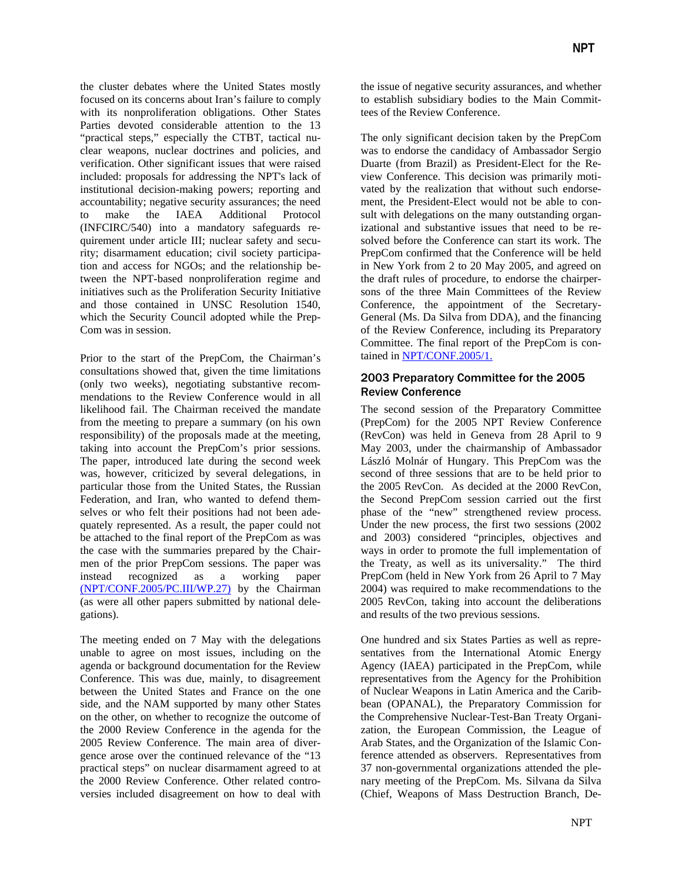the cluster debates where the United States mostly focused on its concerns about Iran's failure to comply with its nonproliferation obligations. Other States Parties devoted considerable attention to the 13 "practical steps," especially the CTBT, tactical nuclear weapons, nuclear doctrines and policies, and verification. Other significant issues that were raised included: proposals for addressing the NPT's lack of institutional decision-making powers; reporting and accountability; negative security assurances; the need to make the IAEA Additional Protocol (INFCIRC/540) into a mandatory safeguards requirement under article III; nuclear safety and security; disarmament education; civil society participation and access for NGOs; and the relationship between the NPT-based nonproliferation regime and initiatives such as the Proliferation Security Initiative and those contained in UNSC Resolution 1540, which the Security Council adopted while the PrepCom was in session.

Prior to the start of the PrepCom, the Chairman's consultations showed that, given the time limitations (only two weeks), negotiating substantive recommendations to the Review Conference would in all likelihood fail. The Chairman received the mandate from the meeting to prepare a summary (on his own responsibility) of the proposals made at the meeting, taking into account the PrepCom's prior sessions. The paper, introduced late during the second week was, however, criticized by several delegations, in particular those from the United States, the Russian Federation, and Iran, who wanted to defend themselves or who felt their positions had not been adequately represented. As a result, the paper could not be attached to the final report of the PrepCom as was the case with the summaries prepared by the Chairmen of the prior PrepCom sessions. The paper was instead recognized as a working paper (NPT/CONF.2005/PC.III/WP.27) by the Chairman (as were all other papers submitted by national delegations).

The meeting ended on 7 May with the delegations unable to agree on most issues, including on the agenda or background documentation for the Review Conference. This was due, mainly, to disagreement between the United States and France on the one side, and the NAM supported by many other States on the other, on whether to recognize the outcome of the 2000 Review Conference in the agenda for the 2005 Review Conference. The main area of divergence arose over the continued relevance of the "13 practical steps" on nuclear disarmament agreed to at the 2000 Review Conference. Other related controversies included disagreement on how to deal with the issue of negative security assurances, and whether to establish subsidiary bodies to the Main Committees of the Review Conference.

The only significant decision taken by the PrepCom was to endorse the candidacy of Ambassador Sergio Duarte (from Brazil) as President-Elect for the Review Conference. This decision was primarily motivated by the realization that without such endorsement, the President-Elect would not be able to consult with delegations on the many outstanding organizational and substantive issues that need to be resolved before the Conference can start its work. The PrepCom confirmed that the Conference will be held in New York from 2 to 20 May 2005, and agreed on the draft rules of procedure, to endorse the chairpersons of the three Main Committees of the Review Conference, the appointment of the Secretary-General (Ms. Da Silva from DDA), and the financing of the Review Conference, including its Preparatory Committee. The final report of the PrepCom is contained in NPT/CONF.2005/1.

## 2003 Preparatory Committee for the 2005 Review Conference

The second session of the Preparatory Committee (PrepCom) for the 2005 NPT Review Conference (RevCon) was held in Geneva from 28 April to 9 May 2003, under the chairmanship of Ambassador László Molnár of Hungary. This PrepCom was the second of three sessions that are to be held prior to the 2005 RevCon. As decided at the 2000 RevCon, the Second PrepCom session carried out the first phase of the "new" strengthened review process. Under the new process, the first two sessions (2002 and 2003) considered "principles, objectives and ways in order to promote the full implementation of the Treaty, as well as its universality." The third PrepCom (held in New York from 26 April to 7 May 2004) was required to make recommendations to the 2005 RevCon, taking into account the deliberations and results of the two previous sessions.

One hundred and six States Parties as well as representatives from the International Atomic Energy Agency (IAEA) participated in the PrepCom, while representatives from the Agency for the Prohibition of Nuclear Weapons in Latin America and the Caribbean (OPANAL), the Preparatory Commission for the Comprehensive Nuclear-Test-Ban Treaty Organization, the European Commission, the League of Arab States, and the Organization of the Islamic Conference attended as observers. Representatives from 37 non-governmental organizations attended the plenary meeting of the PrepCom. Ms. Silvana da Silva (Chief, Weapons of Mass Destruction Branch, De-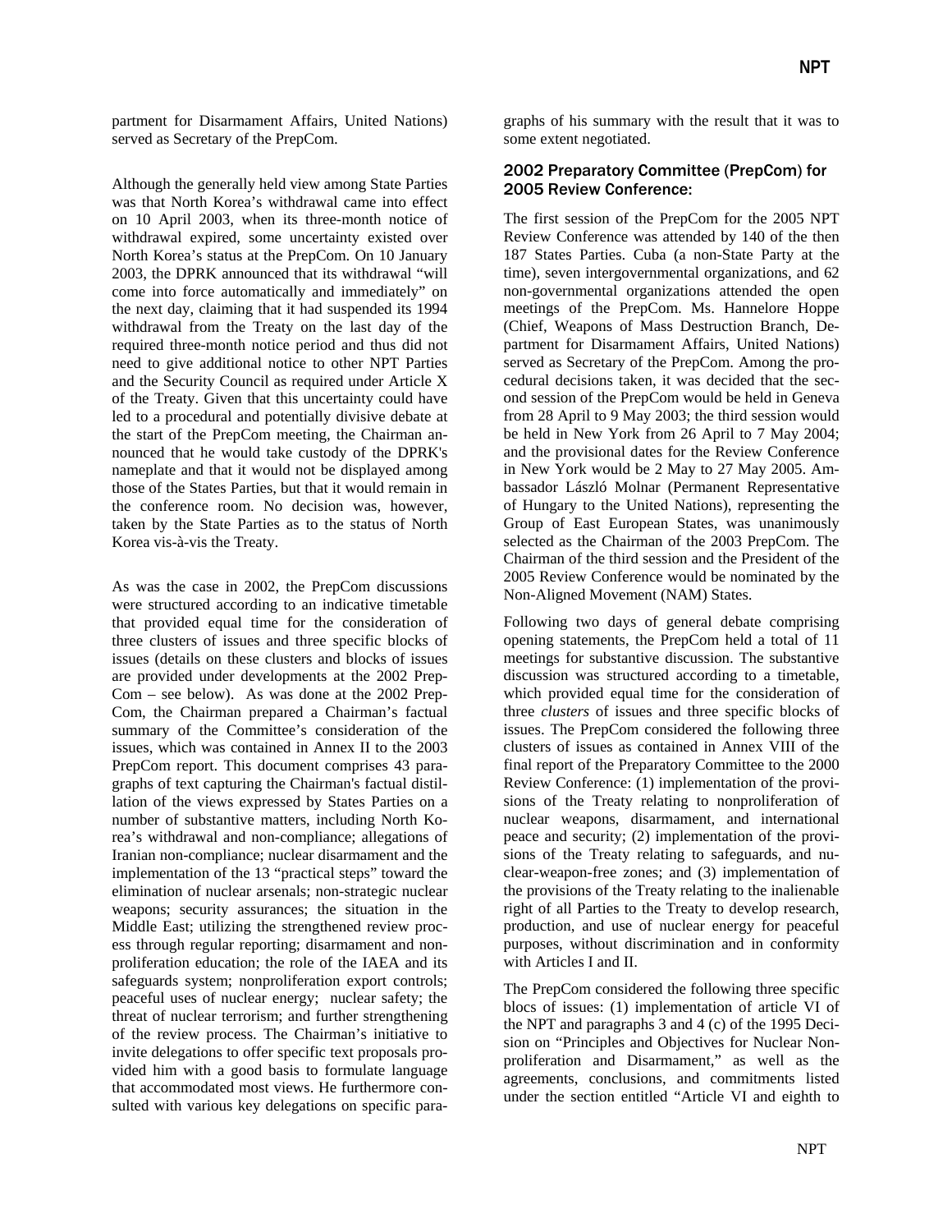partment for Disarmament Affairs, United Nations) served as Secretary of the PrepCom.

Although the generally held view among State Parties was that North Korea's withdrawal came into effect on 10 April 2003, when its three-month notice of withdrawal expired, some uncertainty existed over North Korea's status at the PrepCom. On 10 January 2003, the DPRK announced that its withdrawal "will come into force automatically and immediately" on the next day, claiming that it had suspended its 1994 withdrawal from the Treaty on the last day of the required three-month notice period and thus did not need to give additional notice to other NPT Parties and the Security Council as required under Article X of the Treaty. Given that this uncertainty could have led to a procedural and potentially divisive debate at the start of the PrepCom meeting, the Chairman announced that he would take custody of the DPRK's nameplate and that it would not be displayed among those of the States Parties, but that it would remain in the conference room. No decision was, however, taken by the State Parties as to the status of North Korea vis-à-vis the Treaty.

As was the case in 2002, the PrepCom discussions were structured according to an indicative timetable that provided equal time for the consideration of three clusters of issues and three specific blocks of issues (details on these clusters and blocks of issues are provided under developments at the 2002 PrepCom – see below). As was done at the 2002 PrepCom, the Chairman prepared a Chairman's factual summary of the Committee's consideration of the issues, which was contained in Annex II to the 2003 PrepCom report. This document comprises 43 paragraphs of text capturing the Chairman's factual distillation of the views expressed by States Parties on a number of substantive matters, including North Korea's withdrawal and non-compliance; allegations of Iranian non-compliance; nuclear disarmament and the implementation of the 13 "practical steps" toward the elimination of nuclear arsenals; non-strategic nuclear weapons; security assurances; the situation in the Middle East; utilizing the strengthened review process through regular reporting; disarmament and nonproliferation education; the role of the IAEA and its safeguards system; nonproliferation export controls; peaceful uses of nuclear energy; nuclear safety; the threat of nuclear terrorism; and further strengthening of the review process. The Chairman's initiative to invite delegations to offer specific text proposals provided him with a good basis to formulate language that accommodated most views. He furthermore consulted with various key delegations on specific paragraphs of his summary with the result that it was to some extent negotiated.

### 2002 Preparatory Committee (PrepCom) for 2005 Review Conference:

The first session of the PrepCom for the 2005 NPT Review Conference was attended by 140 of the then 187 States Parties. Cuba (a non-State Party at the time), seven intergovernmental organizations, and 62 non-governmental organizations attended the open meetings of the PrepCom. Ms. Hannelore Hoppe (Chief, Weapons of Mass Destruction Branch, Department for Disarmament Affairs, United Nations) served as Secretary of the PrepCom. Among the procedural decisions taken, it was decided that the second session of the PrepCom would be held in Geneva from 28 April to 9 May 2003; the third session would be held in New York from 26 April to 7 May 2004; and the provisional dates for the Review Conference in New York would be 2 May to 27 May 2005. Ambassador László Molnar (Permanent Representative of Hungary to the United Nations), representing the Group of East European States, was unanimously selected as the Chairman of the 2003 PrepCom. The Chairman of the third session and the President of the 2005 Review Conference would be nominated by the Non-Aligned Movement (NAM) States.

Following two days of general debate comprising opening statements, the PrepCom held a total of 11 meetings for substantive discussion. The substantive discussion was structured according to a timetable, which provided equal time for the consideration of three *clusters* of issues and three specific blocks of issues. The PrepCom considered the following three clusters of issues as contained in Annex VIII of the final report of the Preparatory Committee to the 2000 Review Conference: (1) implementation of the provisions of the Treaty relating to nonproliferation of nuclear weapons, disarmament, and international peace and security; (2) implementation of the provisions of the Treaty relating to safeguards, and nuclear-weapon-free zones; and (3) implementation of the provisions of the Treaty relating to the inalienable right of all Parties to the Treaty to develop research, production, and use of nuclear energy for peaceful purposes, without discrimination and in conformity with Articles I and II.

The PrepCom considered the following three specific blocs of issues: (1) implementation of article VI of the NPT and paragraphs 3 and 4 (c) of the 1995 Decision on "Principles and Objectives for Nuclear Nonproliferation and Disarmament," as well as the agreements, conclusions, and commitments listed under the section entitled "Article VI and eighth to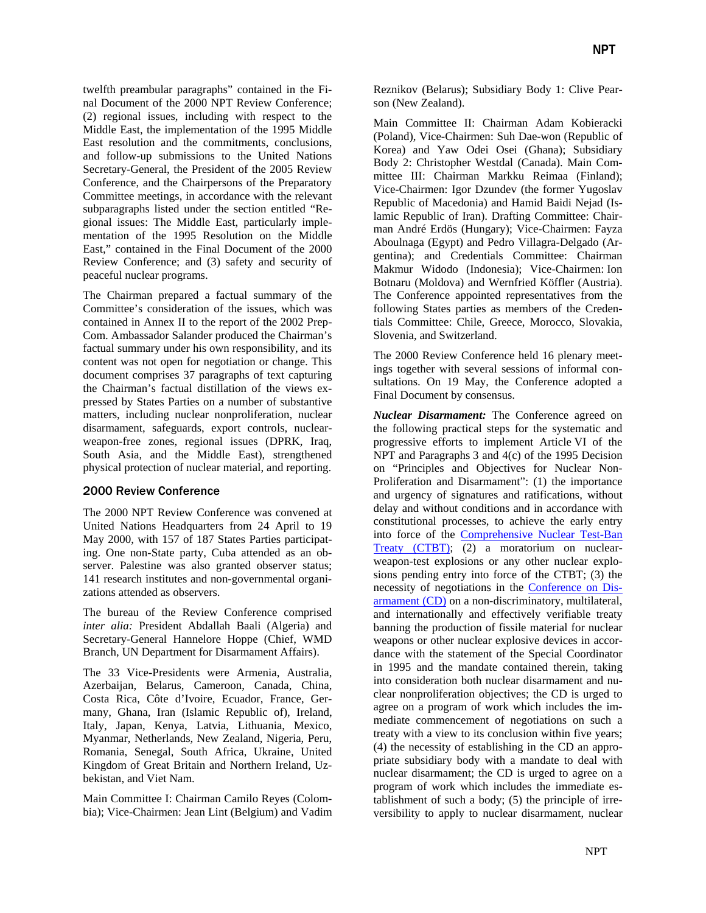twelfth preambular paragraphs" contained in the Final Document of the 2000 NPT Review Conference; (2) regional issues, including with respect to the Middle East, the implementation of the 1995 Middle East resolution and the commitments, conclusions, and follow-up submissions to the United Nations Secretary-General, the President of the 2005 Review Conference, and the Chairpersons of the Preparatory Committee meetings, in accordance with the relevant subparagraphs listed under the section entitled "Regional issues: The Middle East, particularly implementation of the 1995 Resolution on the Middle East," contained in the Final Document of the 2000 Review Conference; and (3) safety and security of peaceful nuclear programs.

The Chairman prepared a factual summary of the Committee's consideration of the issues, which was contained in Annex II to the report of the 2002 PrepCom. Ambassador Salander produced the Chairman's factual summary under his own responsibility, and its content was not open for negotiation or change. This document comprises 37 paragraphs of text capturing the Chairman's factual distillation of the views expressed by States Parties on a number of substantive matters, including nuclear nonproliferation, nuclear disarmament, safeguards, export controls, nuclear-weapon-free zones, regional issues (DPRK, Iraq, South Asia, and the Middle East), strengthened physical protection of nuclear material, and reporting.

## 2000 Review Conference

The 2000 NPT Review Conference was convened at United Nations Headquarters from 24 April to 19 May 2000, with 157 of 187 States Parties participating. One non-State party, Cuba attended as an observer. Palestine was also granted observer status; 141 research institutes and non-governmental organizations attended as observers.

The bureau of the Review Conference comprised *inter alia:* President Abdallah Baali (Algeria) and Secretary-General Hannelore Hoppe (Chief, WMD Branch, UN Department for Disarmament Affairs).

The 33 Vice-Presidents were Armenia, Australia, Azerbaijan, Belarus, Cameroon, Canada, China, Costa Rica, Côte d'Ivoire, Ecuador, France, Germany, Ghana, Iran (Islamic Republic of), Ireland, Italy, Japan, Kenya, Latvia, Lithuania, Mexico, Myanmar, Netherlands, New Zealand, Nigeria, Peru, Romania, Senegal, South Africa, Ukraine, United Kingdom of Great Britain and Northern Ireland, Uzbekistan, and Viet Nam.

Main Committee I: Chairman Camilo Reyes (Colombia); Vice-Chairmen: Jean Lint (Belgium) and Vadim Reznikov (Belarus); Subsidiary Body 1: Clive Pearson (New Zealand).

Main Committee II: Chairman Adam Kobieracki (Poland), Vice-Chairmen: Suh Dae-won (Republic of Korea) and Yaw Odei Osei (Ghana); Subsidiary Body 2: Christopher Westdal (Canada). Main Committee III: Chairman Markku Reimaa (Finland); Vice-Chairmen: Igor Dzundev (the former Yugoslav Republic of Macedonia) and Hamid Baidi Nejad (Islamic Republic of Iran). Drafting Committee: Chairman André Erdös (Hungary); Vice-Chairmen: Fayza Aboulnaga (Egypt) and Pedro Villagra-Delgado (Argentina); and Credentials Committee: Chairman Makmur Widodo (Indonesia); Vice-Chairmen: Ion Botnaru (Moldova) and Wernfried Köffler (Austria). The Conference appointed representatives from the following States parties as members of the Credentials Committee: Chile, Greece, Morocco, Slovakia, Slovenia, and Switzerland.

The 2000 Review Conference held 16 plenary meetings together with several sessions of informal consultations. On 19 May, the Conference adopted a Final Document by consensus.

***Nuclear Disarmament:*** The Conference agreed on the following practical steps for the systematic and progressive efforts to implement Article VI of the NPT and Paragraphs 3 and 4(c) of the 1995 Decision on "Principles and Objectives for Nuclear Non-Proliferation and Disarmament": (1) the importance and urgency of signatures and ratifications, without delay and without conditions and in accordance with constitutional processes, to achieve the early entry into force of the Comprehensive Nuclear Test-Ban Treaty (CTBT); (2) a moratorium on nuclear-weapon-test explosions or any other nuclear explosions pending entry into force of the CTBT; (3) the necessity of negotiations in the Conference on Disarmament (CD) on a non-discriminatory, multilateral, and internationally and effectively verifiable treaty banning the production of fissile material for nuclear weapons or other nuclear explosive devices in accordance with the statement of the Special Coordinator in 1995 and the mandate contained therein, taking into consideration both nuclear disarmament and nuclear nonproliferation objectives; the CD is urged to agree on a program of work which includes the immediate commencement of negotiations on such a treaty with a view to its conclusion within five years; (4) the necessity of establishing in the CD an appropriate subsidiary body with a mandate to deal with nuclear disarmament; the CD is urged to agree on a program of work which includes the immediate establishment of such a body; (5) the principle of irreversibility to apply to nuclear disarmament, nuclear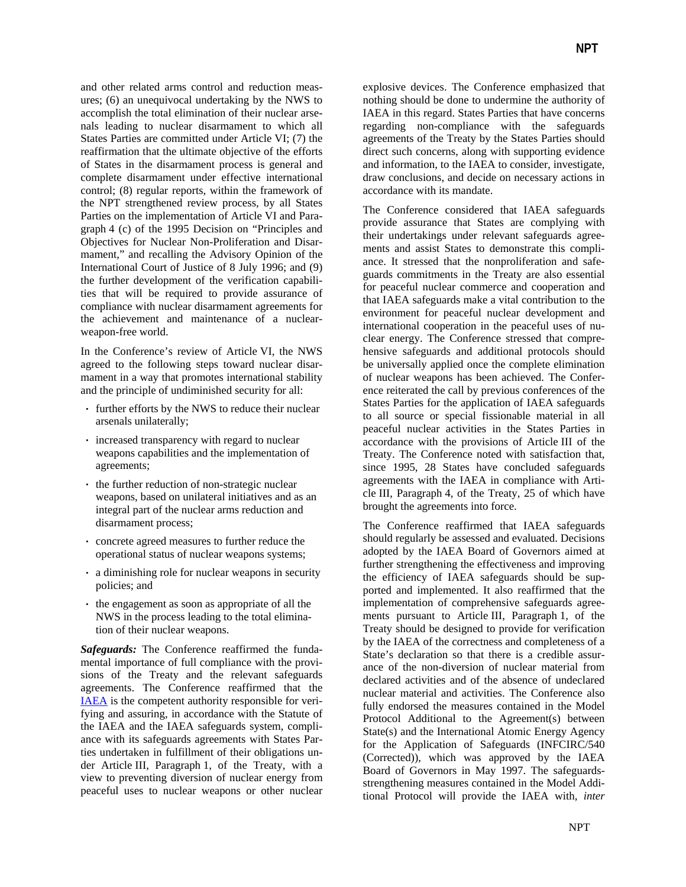and other related arms control and reduction measures; (6) an unequivocal undertaking by the NWS to accomplish the total elimination of their nuclear arsenals leading to nuclear disarmament to which all States Parties are committed under Article VI; (7) the reaffirmation that the ultimate objective of the efforts of States in the disarmament process is general and complete disarmament under effective international control; (8) regular reports, within the framework of the NPT strengthened review process, by all States Parties on the implementation of Article VI and Paragraph 4 (c) of the 1995 Decision on "Principles and Objectives for Nuclear Non-Proliferation and Disarmament," and recalling the Advisory Opinion of the International Court of Justice of 8 July 1996; and (9) the further development of the verification capabilities that will be required to provide assurance of compliance with nuclear disarmament agreements for the achievement and maintenance of a nuclear-weapon-free world.

In the Conference's review of Article VI, the NWS agreed to the following steps toward nuclear disarmament in a way that promotes international stability and the principle of undiminished security for all:

- further efforts by the NWS to reduce their nuclear arsenals unilaterally;
- increased transparency with regard to nuclear weapons capabilities and the implementation of agreements;
- the further reduction of non-strategic nuclear weapons, based on unilateral initiatives and as an integral part of the nuclear arms reduction and disarmament process;
- concrete agreed measures to further reduce the operational status of nuclear weapons systems;
- a diminishing role for nuclear weapons in security policies; and
- the engagement as soon as appropriate of all the NWS in the process leading to the total elimination of their nuclear weapons.

***Safeguards:*** The Conference reaffirmed the fundamental importance of full compliance with the provisions of the Treaty and the relevant safeguards agreements. The Conference reaffirmed that the IAEA is the competent authority responsible for verifying and assuring, in accordance with the Statute of the IAEA and the IAEA safeguards system, compliance with its safeguards agreements with States Parties undertaken in fulfillment of their obligations under Article III, Paragraph 1, of the Treaty, with a view to preventing diversion of nuclear energy from peaceful uses to nuclear weapons or other nuclear explosive devices. The Conference emphasized that nothing should be done to undermine the authority of IAEA in this regard. States Parties that have concerns regarding non-compliance with the safeguards agreements of the Treaty by the States Parties should direct such concerns, along with supporting evidence and information, to the IAEA to consider, investigate, draw conclusions, and decide on necessary actions in accordance with its mandate.

The Conference considered that IAEA safeguards provide assurance that States are complying with their undertakings under relevant safeguards agreements and assist States to demonstrate this compliance. It stressed that the nonproliferation and safeguards commitments in the Treaty are also essential for peaceful nuclear commerce and cooperation and that IAEA safeguards make a vital contribution to the environment for peaceful nuclear development and international cooperation in the peaceful uses of nuclear energy. The Conference stressed that comprehensive safeguards and additional protocols should be universally applied once the complete elimination of nuclear weapons has been achieved. The Conference reiterated the call by previous conferences of the States Parties for the application of IAEA safeguards to all source or special fissionable material in all peaceful nuclear activities in the States Parties in accordance with the provisions of Article III of the Treaty. The Conference noted with satisfaction that, since 1995, 28 States have concluded safeguards agreements with the IAEA in compliance with Article III, Paragraph 4, of the Treaty, 25 of which have brought the agreements into force.

The Conference reaffirmed that IAEA safeguards should regularly be assessed and evaluated. Decisions adopted by the IAEA Board of Governors aimed at further strengthening the effectiveness and improving the efficiency of IAEA safeguards should be supported and implemented. It also reaffirmed that the implementation of comprehensive safeguards agreements pursuant to Article III, Paragraph 1, of the Treaty should be designed to provide for verification by the IAEA of the correctness and completeness of a State's declaration so that there is a credible assurance of the non-diversion of nuclear material from declared activities and of the absence of undeclared nuclear material and activities. The Conference also fully endorsed the measures contained in the Model Protocol Additional to the Agreement(s) between State(s) and the International Atomic Energy Agency for the Application of Safeguards (INFCIRC/540 (Corrected)), which was approved by the IAEA Board of Governors in May 1997. The safeguards-strengthening measures contained in the Model Additional Protocol will provide the IAEA with, *inter*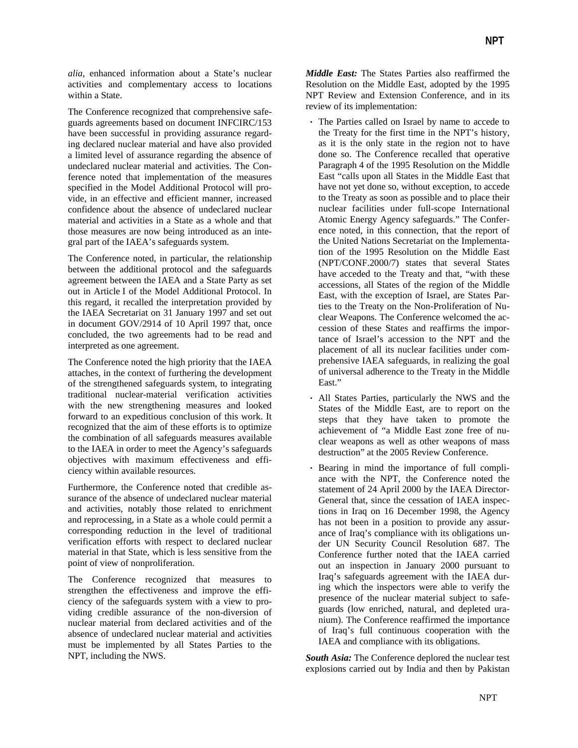*alia*, enhanced information about a State's nuclear activities and complementary access to locations within a State.

The Conference recognized that comprehensive safeguards agreements based on document INFCIRC/153 have been successful in providing assurance regarding declared nuclear material and have also provided a limited level of assurance regarding the absence of undeclared nuclear material and activities. The Conference noted that implementation of the measures specified in the Model Additional Protocol will provide, in an effective and efficient manner, increased confidence about the absence of undeclared nuclear material and activities in a State as a whole and that those measures are now being introduced as an integral part of the IAEA's safeguards system.

The Conference noted, in particular, the relationship between the additional protocol and the safeguards agreement between the IAEA and a State Party as set out in Article I of the Model Additional Protocol. In this regard, it recalled the interpretation provided by the IAEA Secretariat on 31 January 1997 and set out in document GOV/2914 of 10 April 1997 that, once concluded, the two agreements had to be read and interpreted as one agreement.

The Conference noted the high priority that the IAEA attaches, in the context of furthering the development of the strengthened safeguards system, to integrating traditional nuclear-material verification activities with the new strengthening measures and looked forward to an expeditious conclusion of this work. It recognized that the aim of these efforts is to optimize the combination of all safeguards measures available to the IAEA in order to meet the Agency's safeguards objectives with maximum effectiveness and efficiency within available resources.

Furthermore, the Conference noted that credible assurance of the absence of undeclared nuclear material and activities, notably those related to enrichment and reprocessing, in a State as a whole could permit a corresponding reduction in the level of traditional verification efforts with respect to declared nuclear material in that State, which is less sensitive from the point of view of nonproliferation.

The Conference recognized that measures to strengthen the effectiveness and improve the efficiency of the safeguards system with a view to providing credible assurance of the non-diversion of nuclear material from declared activities and of the absence of undeclared nuclear material and activities must be implemented by all States Parties to the NPT, including the NWS.

***Middle East:*** The States Parties also reaffirmed the Resolution on the Middle East, adopted by the 1995 NPT Review and Extension Conference, and in its review of its implementation:

- The Parties called on Israel by name to accede to the Treaty for the first time in the NPT's history, as it is the only state in the region not to have done so. The Conference recalled that operative Paragraph 4 of the 1995 Resolution on the Middle East "calls upon all States in the Middle East that have not yet done so, without exception, to accede to the Treaty as soon as possible and to place their nuclear facilities under full-scope International Atomic Energy Agency safeguards." The Conference noted, in this connection, that the report of the United Nations Secretariat on the Implementation of the 1995 Resolution on the Middle East (NPT/CONF.2000/7) states that several States have acceded to the Treaty and that, "with these accessions, all States of the region of the Middle East, with the exception of Israel, are States Parties to the Treaty on the Non-Proliferation of Nuclear Weapons. The Conference welcomed the accession of these States and reaffirms the importance of Israel's accession to the NPT and the placement of all its nuclear facilities under comprehensive IAEA safeguards, in realizing the goal of universal adherence to the Treaty in the Middle East."
- All States Parties, particularly the NWS and the States of the Middle East, are to report on the steps that they have taken to promote the achievement of "a Middle East zone free of nuclear weapons as well as other weapons of mass destruction" at the 2005 Review Conference.
- Bearing in mind the importance of full compliance with the NPT, the Conference noted the statement of 24 April 2000 by the IAEA Director-General that, since the cessation of IAEA inspections in Iraq on 16 December 1998, the Agency has not been in a position to provide any assurance of Iraq's compliance with its obligations under UN Security Council Resolution 687. The Conference further noted that the IAEA carried out an inspection in January 2000 pursuant to Iraq's safeguards agreement with the IAEA during which the inspectors were able to verify the presence of the nuclear material subject to safeguards (low enriched, natural, and depleted uranium). The Conference reaffirmed the importance of Iraq's full continuous cooperation with the IAEA and compliance with its obligations.

***South Asia:*** The Conference deplored the nuclear test explosions carried out by India and then by Pakistan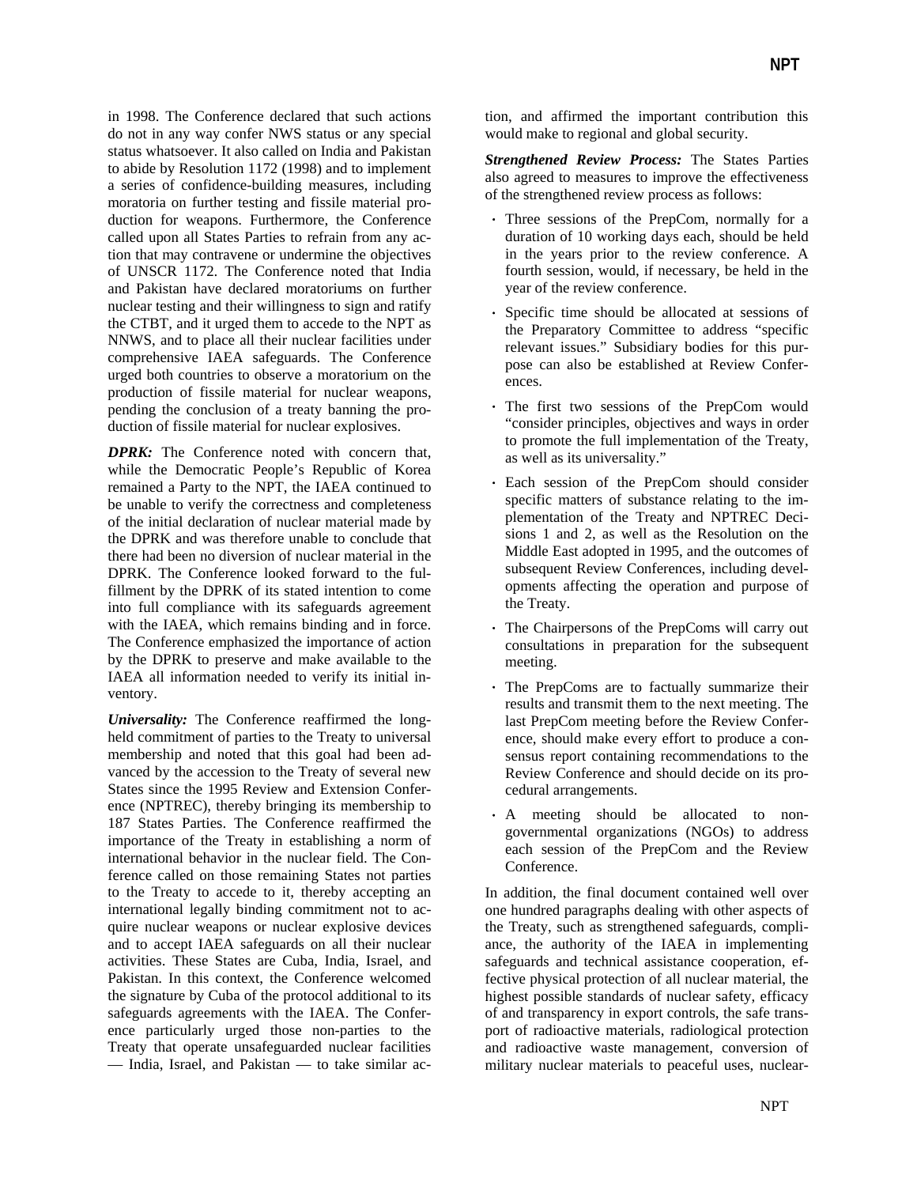in 1998. The Conference declared that such actions do not in any way confer NWS status or any special status whatsoever. It also called on India and Pakistan to abide by Resolution 1172 (1998) and to implement a series of confidence-building measures, including moratoria on further testing and fissile material production for weapons. Furthermore, the Conference called upon all States Parties to refrain from any action that may contravene or undermine the objectives of UNSCR 1172. The Conference noted that India and Pakistan have declared moratoriums on further nuclear testing and their willingness to sign and ratify the CTBT, and it urged them to accede to the NPT as NNWS, and to place all their nuclear facilities under comprehensive IAEA safeguards. The Conference urged both countries to observe a moratorium on the production of fissile material for nuclear weapons, pending the conclusion of a treaty banning the production of fissile material for nuclear explosives.

***DPRK:*** The Conference noted with concern that, while the Democratic People's Republic of Korea remained a Party to the NPT, the IAEA continued to be unable to verify the correctness and completeness of the initial declaration of nuclear material made by the DPRK and was therefore unable to conclude that there had been no diversion of nuclear material in the DPRK. The Conference looked forward to the fulfillment by the DPRK of its stated intention to come into full compliance with its safeguards agreement with the IAEA, which remains binding and in force. The Conference emphasized the importance of action by the DPRK to preserve and make available to the IAEA all information needed to verify its initial inventory.

***Universality:*** The Conference reaffirmed the long-held commitment of parties to the Treaty to universal membership and noted that this goal had been advanced by the accession to the Treaty of several new States since the 1995 Review and Extension Conference (NPTREC), thereby bringing its membership to 187 States Parties. The Conference reaffirmed the importance of the Treaty in establishing a norm of international behavior in the nuclear field. The Conference called on those remaining States not parties to the Treaty to accede to it, thereby accepting an international legally binding commitment not to acquire nuclear weapons or nuclear explosive devices and to accept IAEA safeguards on all their nuclear activities. These States are Cuba, India, Israel, and Pakistan. In this context, the Conference welcomed the signature by Cuba of the protocol additional to its safeguards agreements with the IAEA. The Conference particularly urged those non-parties to the Treaty that operate unsafeguarded nuclear facilities — India, Israel, and Pakistan — to take similar action, and affirmed the important contribution this would make to regional and global security.

***Strengthened Review Process:*** The States Parties also agreed to measures to improve the effectiveness of the strengthened review process as follows:

- Three sessions of the PrepCom, normally for a duration of 10 working days each, should be held in the years prior to the review conference. A fourth session, would, if necessary, be held in the year of the review conference.
- Specific time should be allocated at sessions of the Preparatory Committee to address "specific relevant issues." Subsidiary bodies for this purpose can also be established at Review Conferences.
- The first two sessions of the PrepCom would "consider principles, objectives and ways in order to promote the full implementation of the Treaty, as well as its universality."
- Each session of the PrepCom should consider specific matters of substance relating to the implementation of the Treaty and NPTREC Decisions 1 and 2, as well as the Resolution on the Middle East adopted in 1995, and the outcomes of subsequent Review Conferences, including developments affecting the operation and purpose of the Treaty.
- The Chairpersons of the PrepComs will carry out consultations in preparation for the subsequent meeting.
- The PrepComs are to factually summarize their results and transmit them to the next meeting. The last PrepCom meeting before the Review Conference, should make every effort to produce a consensus report containing recommendations to the Review Conference and should decide on its procedural arrangements.
- A meeting should be allocated to non-governmental organizations (NGOs) to address each session of the PrepCom and the Review Conference.

In addition, the final document contained well over one hundred paragraphs dealing with other aspects of the Treaty, such as strengthened safeguards, compliance, the authority of the IAEA in implementing safeguards and technical assistance cooperation, effective physical protection of all nuclear material, the highest possible standards of nuclear safety, efficacy of and transparency in export controls, the safe transport of radioactive materials, radiological protection and radioactive waste management, conversion of military nuclear materials to peaceful uses, nuclear-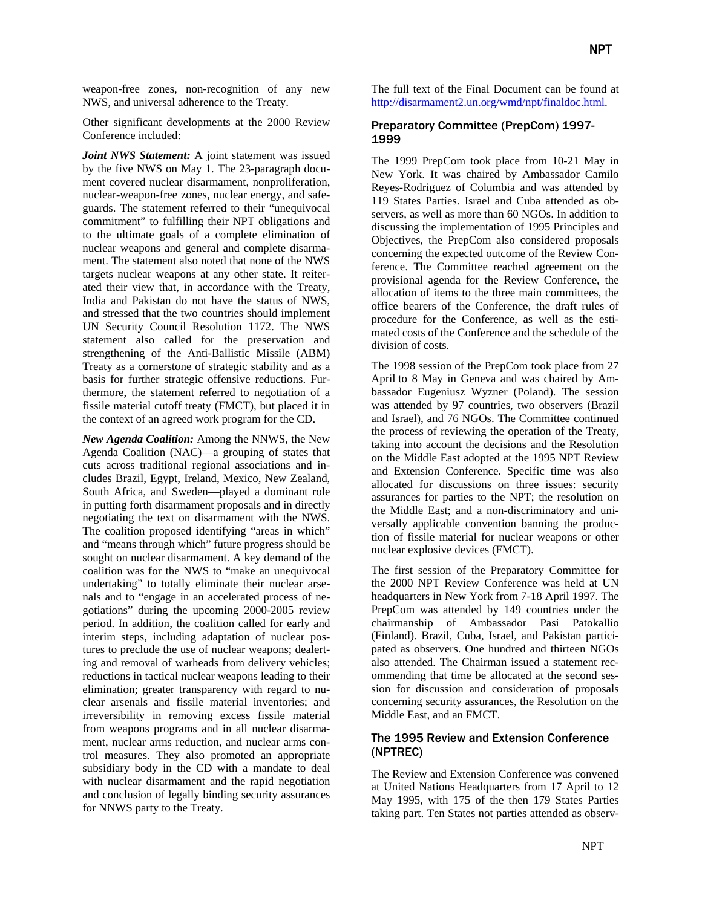weapon-free zones, non-recognition of any new NWS, and universal adherence to the Treaty.

Other significant developments at the 2000 Review Conference included:

***Joint NWS Statement:*** A joint statement was issued by the five NWS on May 1. The 23-paragraph document covered nuclear disarmament, nonproliferation, nuclear-weapon-free zones, nuclear energy, and safeguards. The statement referred to their "unequivocal commitment" to fulfilling their NPT obligations and to the ultimate goals of a complete elimination of nuclear weapons and general and complete disarmament. The statement also noted that none of the NWS targets nuclear weapons at any other state. It reiterated their view that, in accordance with the Treaty, India and Pakistan do not have the status of NWS, and stressed that the two countries should implement UN Security Council Resolution 1172. The NWS statement also called for the preservation and strengthening of the Anti-Ballistic Missile (ABM) Treaty as a cornerstone of strategic stability and as a basis for further strategic offensive reductions. Furthermore, the statement referred to negotiation of a fissile material cutoff treaty (FMCT), but placed it in the context of an agreed work program for the CD.

***New Agenda Coalition:*** Among the NNWS, the New Agenda Coalition (NAC)—a grouping of states that cuts across traditional regional associations and includes Brazil, Egypt, Ireland, Mexico, New Zealand, South Africa, and Sweden—played a dominant role in putting forth disarmament proposals and in directly negotiating the text on disarmament with the NWS. The coalition proposed identifying "areas in which" and "means through which" future progress should be sought on nuclear disarmament. A key demand of the coalition was for the NWS to "make an unequivocal undertaking" to totally eliminate their nuclear arsenals and to "engage in an accelerated process of negotiations" during the upcoming 2000-2005 review period. In addition, the coalition called for early and interim steps, including adaptation of nuclear postures to preclude the use of nuclear weapons; dealerting and removal of warheads from delivery vehicles; reductions in tactical nuclear weapons leading to their elimination; greater transparency with regard to nuclear arsenals and fissile material inventories; and irreversibility in removing excess fissile material from weapons programs and in all nuclear disarmament, nuclear arms reduction, and nuclear arms control measures. They also promoted an appropriate subsidiary body in the CD with a mandate to deal with nuclear disarmament and the rapid negotiation and conclusion of legally binding security assurances for NNWS party to the Treaty.

The full text of the Final Document can be found at http://disarmament2.un.org/wmd/npt/finaldoc.html.

### Preparatory Committee (PrepCom) 1997-1999

The 1999 PrepCom took place from 10-21 May in New York. It was chaired by Ambassador Camilo Reyes-Rodriguez of Columbia and was attended by 119 States Parties. Israel and Cuba attended as observers, as well as more than 60 NGOs. In addition to discussing the implementation of 1995 Principles and Objectives, the PrepCom also considered proposals concerning the expected outcome of the Review Conference. The Committee reached agreement on the provisional agenda for the Review Conference, the allocation of items to the three main committees, the office bearers of the Conference, the draft rules of procedure for the Conference, as well as the estimated costs of the Conference and the schedule of the division of costs.

The 1998 session of the PrepCom took place from 27 April to 8 May in Geneva and was chaired by Ambassador Eugeniusz Wyzner (Poland). The session was attended by 97 countries, two observers (Brazil and Israel), and 76 NGOs. The Committee continued the process of reviewing the operation of the Treaty, taking into account the decisions and the Resolution on the Middle East adopted at the 1995 NPT Review and Extension Conference. Specific time was also allocated for discussions on three issues: security assurances for parties to the NPT; the resolution on the Middle East; and a non-discriminatory and universally applicable convention banning the production of fissile material for nuclear weapons or other nuclear explosive devices (FMCT).

The first session of the Preparatory Committee for the 2000 NPT Review Conference was held at UN headquarters in New York from 7-18 April 1997. The PrepCom was attended by 149 countries under the chairmanship of Ambassador Pasi Patokallio (Finland). Brazil, Cuba, Israel, and Pakistan participated as observers. One hundred and thirteen NGOs also attended. The Chairman issued a statement recommending that time be allocated at the second session for discussion and consideration of proposals concerning security assurances, the Resolution on the Middle East, and an FMCT.

### The 1995 Review and Extension Conference (NPTREC)

The Review and Extension Conference was convened at United Nations Headquarters from 17 April to 12 May 1995, with 175 of the then 179 States Parties taking part. Ten States not parties attended as observ-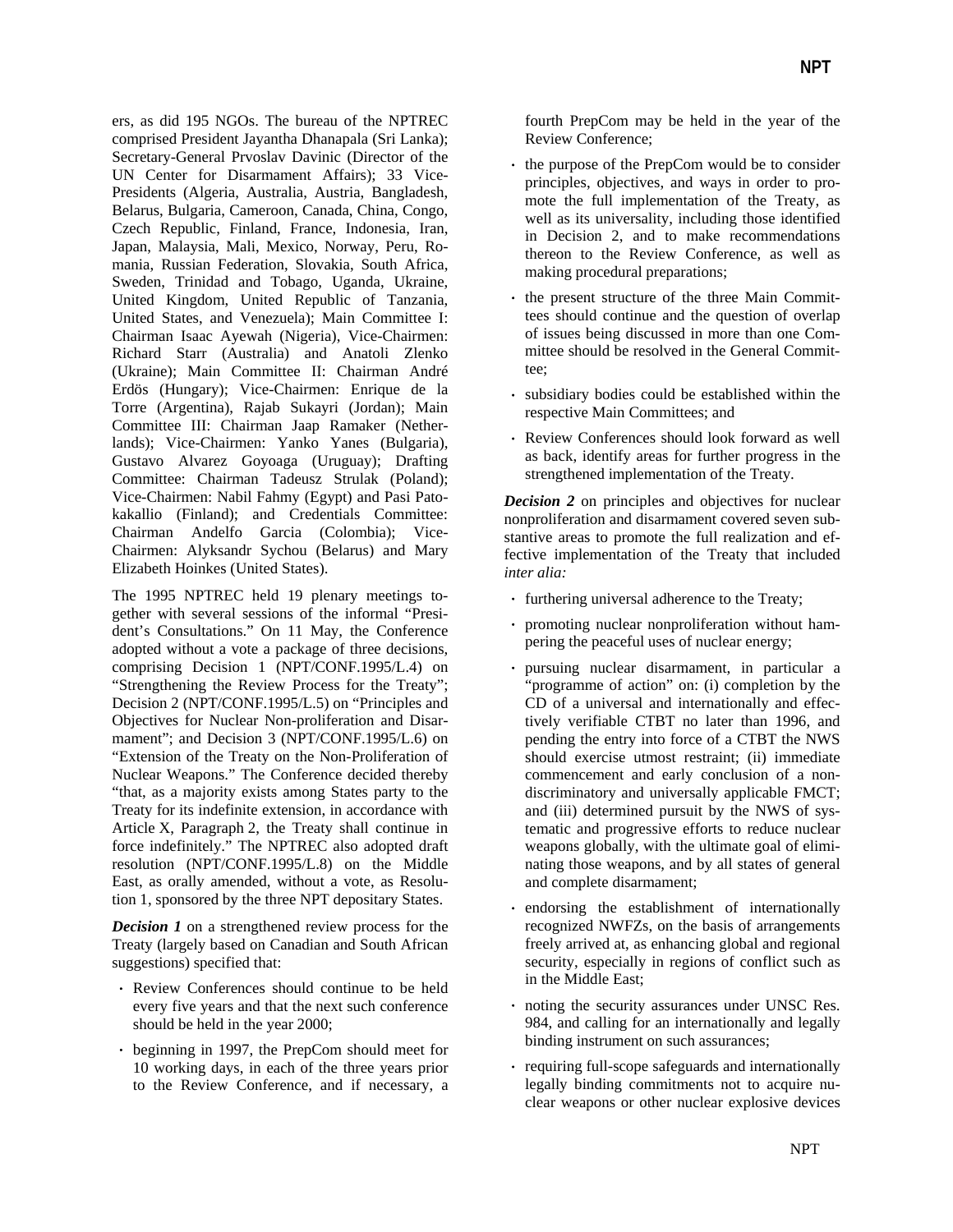ers, as did 195 NGOs. The bureau of the NPTREC comprised President Jayantha Dhanapala (Sri Lanka); Secretary-General Prvoslav Davinic (Director of the UN Center for Disarmament Affairs); 33 Vice-Presidents (Algeria, Australia, Austria, Bangladesh, Belarus, Bulgaria, Cameroon, Canada, China, Congo, Czech Republic, Finland, France, Indonesia, Iran, Japan, Malaysia, Mali, Mexico, Norway, Peru, Romania, Russian Federation, Slovakia, South Africa, Sweden, Trinidad and Tobago, Uganda, Ukraine, United Kingdom, United Republic of Tanzania, United States, and Venezuela); Main Committee I: Chairman Isaac Ayewah (Nigeria), Vice-Chairmen: Richard Starr (Australia) and Anatoli Zlenko (Ukraine); Main Committee II: Chairman André Erdös (Hungary); Vice-Chairmen: Enrique de la Torre (Argentina), Rajab Sukayri (Jordan); Main Committee III: Chairman Jaap Ramaker (Netherlands); Vice-Chairmen: Yanko Yanes (Bulgaria), Gustavo Alvarez Goyoaga (Uruguay); Drafting Committee: Chairman Tadeusz Strulak (Poland); Vice-Chairmen: Nabil Fahmy (Egypt) and Pasi Patokakallio (Finland); and Credentials Committee: Chairman Andelfo Garcia (Colombia); Vice-Chairmen: Alyksandr Sychou (Belarus) and Mary Elizabeth Hoinkes (United States).

The 1995 NPTREC held 19 plenary meetings together with several sessions of the informal "President's Consultations." On 11 May, the Conference adopted without a vote a package of three decisions, comprising Decision 1 (NPT/CONF.1995/L.4) on "Strengthening the Review Process for the Treaty"; Decision 2 (NPT/CONF.1995/L.5) on "Principles and Objectives for Nuclear Non-proliferation and Disarmament"; and Decision 3 (NPT/CONF.1995/L.6) on "Extension of the Treaty on the Non-Proliferation of Nuclear Weapons." The Conference decided thereby "that, as a majority exists among States party to the Treaty for its indefinite extension, in accordance with Article X, Paragraph 2, the Treaty shall continue in force indefinitely." The NPTREC also adopted draft resolution (NPT/CONF.1995/L.8) on the Middle East, as orally amended, without a vote, as Resolution 1, sponsored by the three NPT depositary States.

***Decision 1*** on a strengthened review process for the Treaty (largely based on Canadian and South African suggestions) specified that:

- Review Conferences should continue to be held every five years and that the next such conference should be held in the year 2000;
- beginning in 1997, the PrepCom should meet for 10 working days, in each of the three years prior to the Review Conference, and if necessary, a fourth PrepCom may be held in the year of the Review Conference;
- the purpose of the PrepCom would be to consider principles, objectives, and ways in order to promote the full implementation of the Treaty, as well as its universality, including those identified in Decision 2, and to make recommendations thereon to the Review Conference, as well as making procedural preparations;
- the present structure of the three Main Committees should continue and the question of overlap of issues being discussed in more than one Committee should be resolved in the General Committee;
- subsidiary bodies could be established within the respective Main Committees; and
- Review Conferences should look forward as well as back, identify areas for further progress in the strengthened implementation of the Treaty.

***Decision 2*** on principles and objectives for nuclear nonproliferation and disarmament covered seven substantive areas to promote the full realization and effective implementation of the Treaty that included *inter alia:*

- furthering universal adherence to the Treaty;
- promoting nuclear nonproliferation without hampering the peaceful uses of nuclear energy;
- pursuing nuclear disarmament, in particular a "programme of action" on: (i) completion by the CD of a universal and internationally and effectively verifiable CTBT no later than 1996, and pending the entry into force of a CTBT the NWS should exercise utmost restraint; (ii) immediate commencement and early conclusion of a non-discriminatory and universally applicable FMCT; and (iii) determined pursuit by the NWS of systematic and progressive efforts to reduce nuclear weapons globally, with the ultimate goal of eliminating those weapons, and by all states of general and complete disarmament;
- endorsing the establishment of internationally recognized NWFZs, on the basis of arrangements freely arrived at, as enhancing global and regional security, especially in regions of conflict such as in the Middle East;
- noting the security assurances under UNSC Res. 984, and calling for an internationally and legally binding instrument on such assurances;
- requiring full-scope safeguards and internationally legally binding commitments not to acquire nuclear weapons or other nuclear explosive devices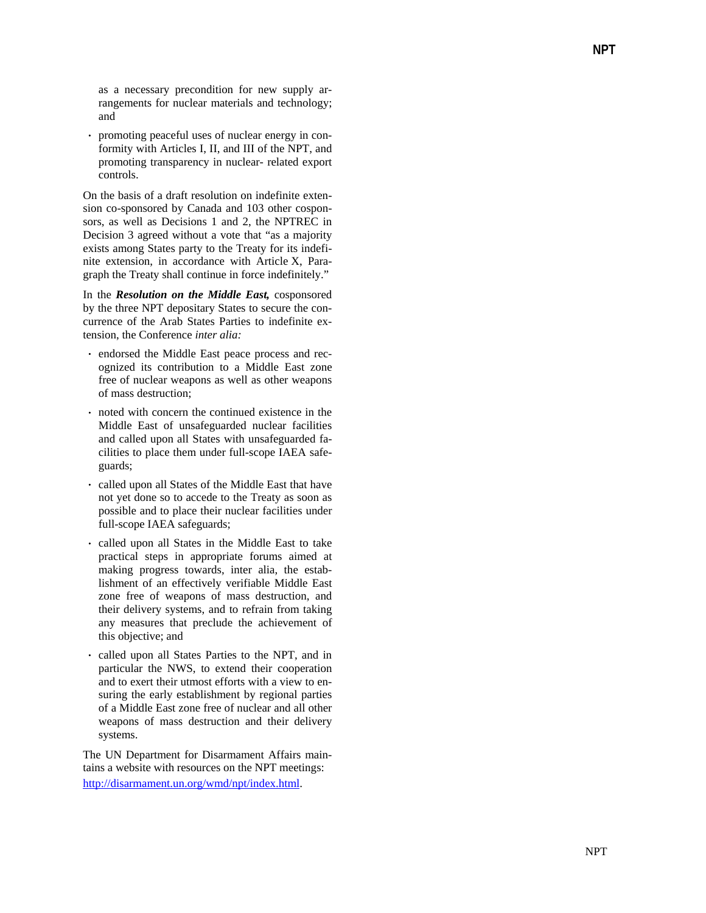as a necessary precondition for new supply arrangements for nuclear materials and technology; and

- promoting peaceful uses of nuclear energy in conformity with Articles I, II, and III of the NPT, and promoting transparency in nuclear- related export controls.

On the basis of a draft resolution on indefinite extension co-sponsored by Canada and 103 other cosponsors, as well as Decisions 1 and 2, the NPTREC in Decision 3 agreed without a vote that "as a majority exists among States party to the Treaty for its indefinite extension, in accordance with Article X, Paragraph the Treaty shall continue in force indefinitely."

In the ***Resolution on the Middle East,*** cosponsored by the three NPT depositary States to secure the concurrence of the Arab States Parties to indefinite extension, the Conference *inter alia:*

- endorsed the Middle East peace process and recognized its contribution to a Middle East zone free of nuclear weapons as well as other weapons of mass destruction;
- noted with concern the continued existence in the Middle East of unsafeguarded nuclear facilities and called upon all States with unsafeguarded facilities to place them under full-scope IAEA safeguards;
- called upon all States of the Middle East that have not yet done so to accede to the Treaty as soon as possible and to place their nuclear facilities under full-scope IAEA safeguards;
- called upon all States in the Middle East to take practical steps in appropriate forums aimed at making progress towards, inter alia, the establishment of an effectively verifiable Middle East zone free of weapons of mass destruction, and their delivery systems, and to refrain from taking any measures that preclude the achievement of this objective; and
- called upon all States Parties to the NPT, and in particular the NWS, to extend their cooperation and to exert their utmost efforts with a view to ensuring the early establishment by regional parties of a Middle East zone free of nuclear and all other weapons of mass destruction and their delivery systems.

The UN Department for Disarmament Affairs maintains a website with resources on the NPT meetings: http://disarmament.un.org/wmd/npt/index.html.